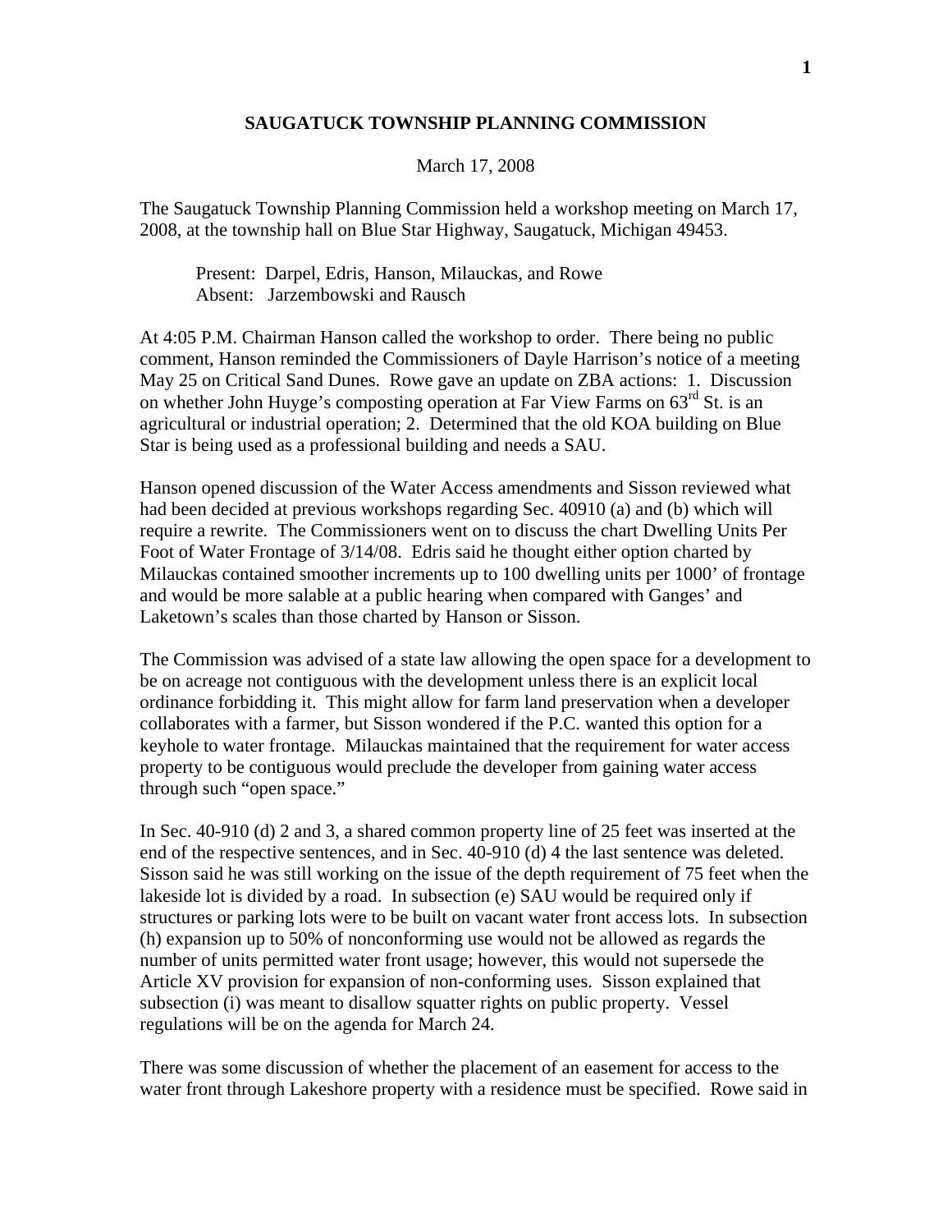# SAUGATUCK TOWNSHIP PLANNING COMMISSION

March 17, 2008

The Saugatuck Township Planning Commission held a workshop meeting on March 17, 2008, at the township hall on Blue Star Highway, Saugatuck, Michigan 49453.

Present: Darpel, Edris, Hanson, Milauckas, and Rowe
Absent: Jarzembowski and Rausch

At 4:05 P.M. Chairman Hanson called the workshop to order. There being no public comment, Hanson reminded the Commissioners of Dayle Harrison's notice of a meeting May 25 on Critical Sand Dunes. Rowe gave an update on ZBA actions: 1. Discussion on whether John Huyge's composting operation at Far View Farms on 63rd St. is an agricultural or industrial operation; 2. Determined that the old KOA building on Blue Star is being used as a professional building and needs a SAU.

Hanson opened discussion of the Water Access amendments and Sisson reviewed what had been decided at previous workshops regarding Sec. 40910 (a) and (b) which will require a rewrite. The Commissioners went on to discuss the chart Dwelling Units Per Foot of Water Frontage of 3/14/08. Edris said he thought either option charted by Milauckas contained smoother increments up to 100 dwelling units per 1000' of frontage and would be more salable at a public hearing when compared with Ganges' and Laketown's scales than those charted by Hanson or Sisson.

The Commission was advised of a state law allowing the open space for a development to be on acreage not contiguous with the development unless there is an explicit local ordinance forbidding it. This might allow for farm land preservation when a developer collaborates with a farmer, but Sisson wondered if the P.C. wanted this option for a keyhole to water frontage. Milauckas maintained that the requirement for water access property to be contiguous would preclude the developer from gaining water access through such "open space."

In Sec. 40-910 (d) 2 and 3, a shared common property line of 25 feet was inserted at the end of the respective sentences, and in Sec. 40-910 (d) 4 the last sentence was deleted. Sisson said he was still working on the issue of the depth requirement of 75 feet when the lakeside lot is divided by a road. In subsection (e) SAU would be required only if structures or parking lots were to be built on vacant water front access lots. In subsection (h) expansion up to 50% of nonconforming use would not be allowed as regards the number of units permitted water front usage; however, this would not supersede the Article XV provision for expansion of non-conforming uses. Sisson explained that subsection (i) was meant to disallow squatter rights on public property. Vessel regulations will be on the agenda for March 24.

There was some discussion of whether the placement of an easement for access to the water front through Lakeshore property with a residence must be specified. Rowe said in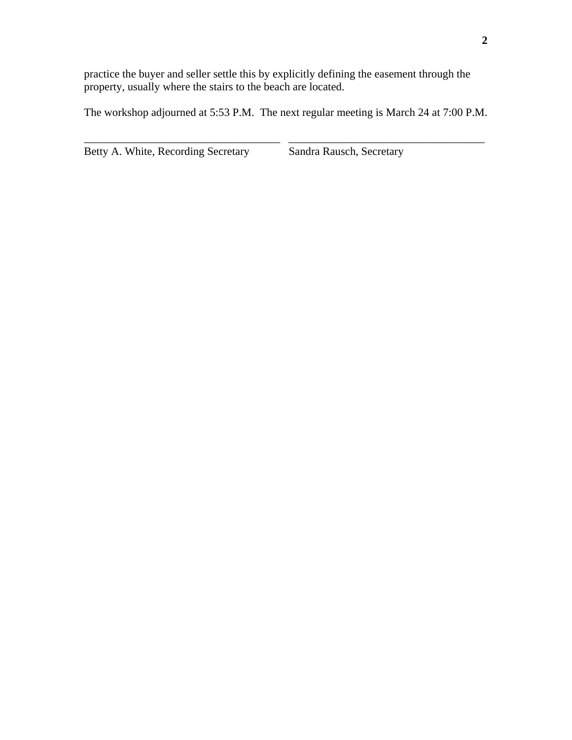practice the buyer and seller settle this by explicitly defining the easement through the property, usually where the stairs to the beach are located.

The workshop adjourned at 5:53 P.M. The next regular meeting is March 24 at 7:00 P.M.

| | |
|---|---|
| ___________________________________ | ___________________________________ |
| Betty A. White, Recording Secretary | Sandra Rausch, Secretary |